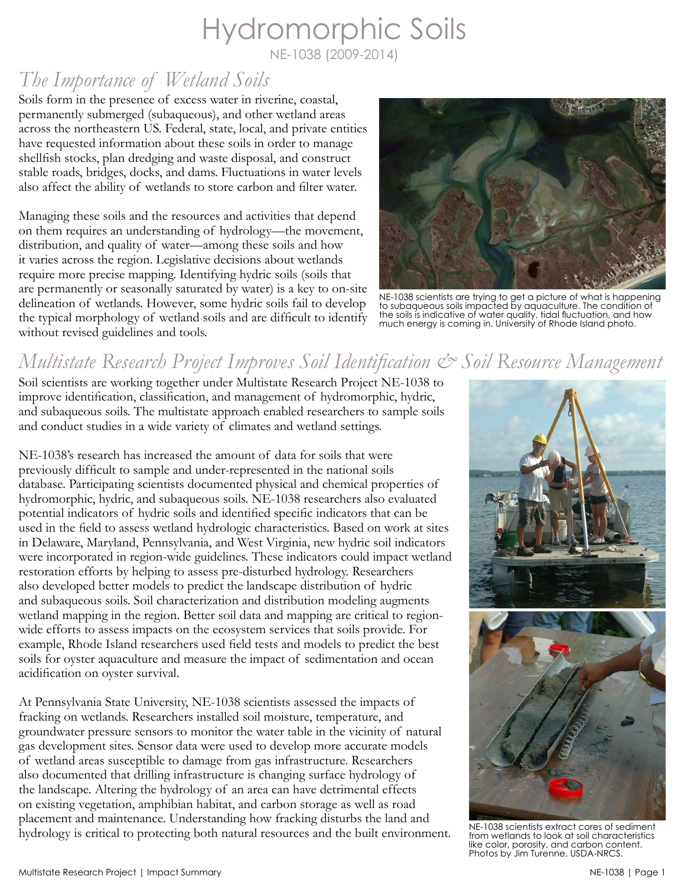# Hydromorphic Soils

NE-1038 (2009-2014)

## The Importance of Wetland Soils

Soils form in the presence of excess water in riverine, coastal, permanently submerged (subaqueous), and other wetland areas across the northeastern US. Federal, state, local, and private entities have requested information about these soils in order to manage shellfish stocks, plan dredging and waste disposal, and construct stable roads, bridges, docks, and dams. Fluctuations in water levels also affect the ability of wetlands to store carbon and filter water.

Managing these soils and the resources and activities that depend on them requires an understanding of hydrology—the movement, distribution, and quality of water—among these soils and how it varies across the region. Legislative decisions about wetlands require more precise mapping. Identifying hydric soils (soils that are permanently or seasonally saturated by water) is a key to on-site delineation of wetlands. However, some hydric soils fail to develop the typical morphology of wetland soils and are difficult to identify without revised guidelines and tools.

NE-1038 scientists are trying to get a picture of what is happening to subaqueous soils impacted by aquaculture. The condition of the soils is indicative of water quality, tidal fluctuation, and how much energy is coming in. University of Rhode Island photo.

## Multistate Research Project Improves Soil Identification & Soil Resource Management

Soil scientists are working together under Multistate Research Project NE-1038 to improve identification, classification, and management of hydromorphic, hydric, and subaqueous soils. The multistate approach enabled researchers to sample soils and conduct studies in a wide variety of climates and wetland settings.

NE-1038's research has increased the amount of data for soils that were previously difficult to sample and under-represented in the national soils database. Participating scientists documented physical and chemical properties of hydromorphic, hydric, and subaqueous soils. NE-1038 researchers also evaluated potential indicators of hydric soils and identified specific indicators that can be used in the field to assess wetland hydrologic characteristics. Based on work at sites in Delaware, Maryland, Pennsylvania, and West Virginia, new hydric soil indicators were incorporated in region-wide guidelines. These indicators could impact wetland restoration efforts by helping to assess pre-disturbed hydrology. Researchers also developed better models to predict the landscape distribution of hydric and subaqueous soils. Soil characterization and distribution modeling augments wetland mapping in the region. Better soil data and mapping are critical to region-wide efforts to assess impacts on the ecosystem services that soils provide. For example, Rhode Island researchers used field tests and models to predict the best soils for oyster aquaculture and measure the impact of sedimentation and ocean acidification on oyster survival.

At Pennsylvania State University, NE-1038 scientists assessed the impacts of fracking on wetlands. Researchers installed soil moisture, temperature, and groundwater pressure sensors to monitor the water table in the vicinity of natural gas development sites. Sensor data were used to develop more accurate models of wetland areas susceptible to damage from gas infrastructure. Researchers also documented that drilling infrastructure is changing surface hydrology of the landscape. Altering the hydrology of an area can have detrimental effects on existing vegetation, amphibian habitat, and carbon storage as well as road placement and maintenance. Understanding how fracking disturbs the land and hydrology is critical to protecting both natural resources and the built environment.

NE-1038 scientists extract cores of sediment from wetlands to look at soil characteristics like color, porosity, and carbon content. Photos by Jim Turenne, USDA-NRCS.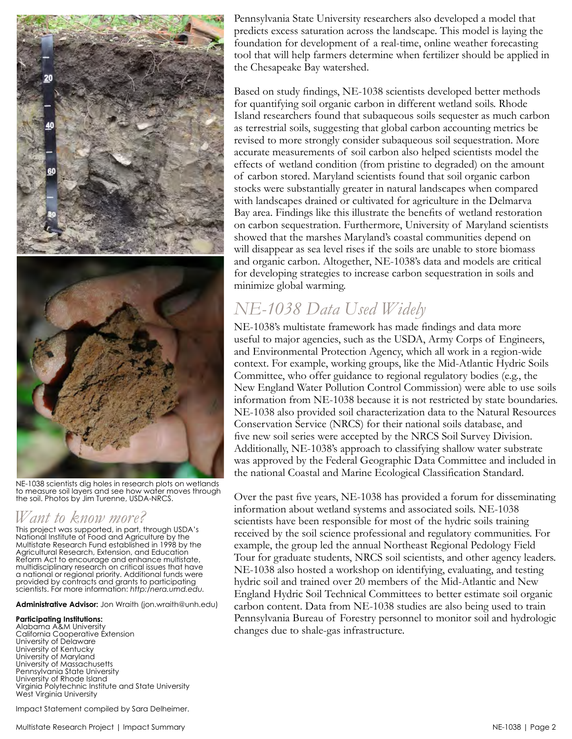Pennsylvania State University researchers also developed a model that predicts excess saturation across the landscape. This model is laying the foundation for development of a real-time, online weather forecasting tool that will help farmers determine when fertilizer should be applied in the Chesapeake Bay watershed.

Based on study findings, NE-1038 scientists developed better methods for quantifying soil organic carbon in different wetland soils. Rhode Island researchers found that subaqueous soils sequester as much carbon as terrestrial soils, suggesting that global carbon accounting metrics be revised to more strongly consider subaqueous soil sequestration. More accurate measurements of soil carbon also helped scientists model the effects of wetland condition (from pristine to degraded) on the amount of carbon stored. Maryland scientists found that soil organic carbon stocks were substantially greater in natural landscapes when compared with landscapes drained or cultivated for agriculture in the Delmarva Bay area. Findings like this illustrate the benefits of wetland restoration on carbon sequestration. Furthermore, University of Maryland scientists showed that the marshes Maryland's coastal communities depend on will disappear as sea level rises if the soils are unable to store biomass and organic carbon. Altogether, NE-1038's data and models are critical for developing strategies to increase carbon sequestration in soils and minimize global warming.

## NE-1038 Data Used Widely

NE-1038's multistate framework has made findings and data more useful to major agencies, such as the USDA, Army Corps of Engineers, and Environmental Protection Agency, which all work in a region-wide context. For example, working groups, like the Mid-Atlantic Hydric Soils Committee, who offer guidance to regional regulatory bodies (e.g., the New England Water Pollution Control Commission) were able to use soils information from NE-1038 because it is not restricted by state boundaries. NE-1038 also provided soil characterization data to the Natural Resources Conservation Service (NRCS) for their national soils database, and five new soil series were accepted by the NRCS Soil Survey Division. Additionally, NE-1038's approach to classifying shallow water substrate was approved by the Federal Geographic Data Committee and included in the national Coastal and Marine Ecological Classification Standard.

Over the past five years, NE-1038 has provided a forum for disseminating information about wetland systems and associated soils. NE-1038 scientists have been responsible for most of the hydric soils training received by the soil science professional and regulatory communities. For example, the group led the annual Northeast Regional Pedology Field Tour for graduate students, NRCS soil scientists, and other agency leaders. NE-1038 also hosted a workshop on identifying, evaluating, and testing hydric soil and trained over 20 members of the Mid-Atlantic and New England Hydric Soil Technical Committees to better estimate soil organic carbon content. Data from NE-1038 studies are also being used to train Pennsylvania Bureau of Forestry personnel to monitor soil and hydrologic changes due to shale-gas infrastructure.

NE-1038 scientists dig holes in research plots on wetlands to measure soil layers and see how water moves through the soil. Photos by Jim Turenne, USDA-NRCS.

## Want to know more?

This project was supported, in part, through USDA's National Institute of Food and Agriculture by the Multistate Research Fund established in 1998 by the Agricultural Research, Extension, and Education Reform Act to encourage and enhance multistate, multidisciplinary research on critical issues that have a national or regional priority. Additional funds were provided by contracts and grants to participating scientists. For more information: *http://nera.umd.edu.*

**Administrative Advisor:** Jon Wraith (jon.wraith@unh.edu)

**Participating Institutions:**
Alabama A&M University
California Cooperative Extension
University of Delaware
University of Kentucky
University of Maryland
University of Massachusetts
Pennsylvania State University
University of Rhode Island
Virginia Polytechnic Institute and State University
West Virginia University

Impact Statement compiled by Sara Delheimer.